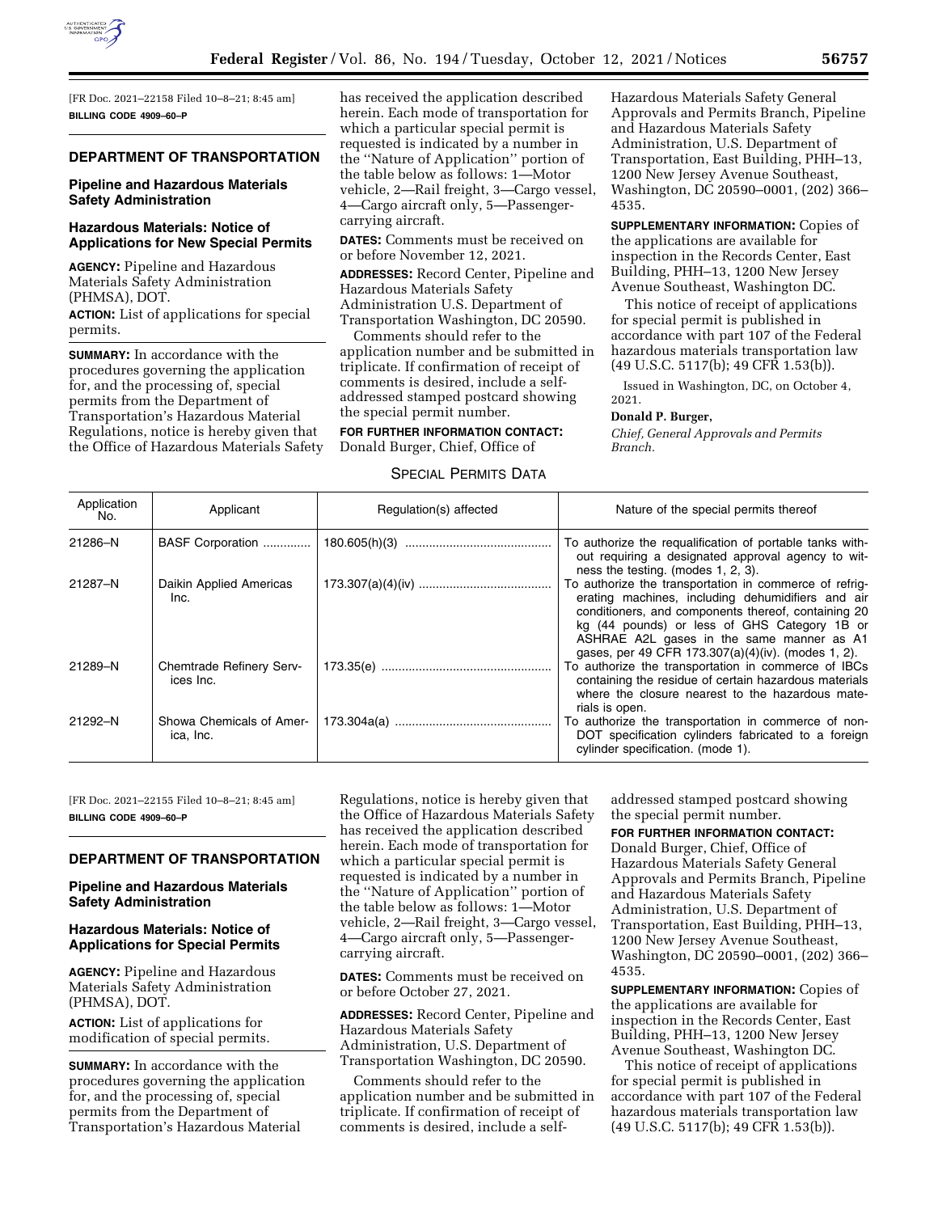[FR Doc. 2021–22158 Filed 10–8–21; 8:45 am]

**BILLING CODE 4909–60–P**

## DEPARTMENT OF TRANSPORTATION

### Pipeline and Hazardous Materials Safety Administration

### Hazardous Materials: Notice of Applications for New Special Permits

**AGENCY:** Pipeline and Hazardous Materials Safety Administration (PHMSA), DOT.

**ACTION:** List of applications for special permits.

**SUMMARY:** In accordance with the procedures governing the application for, and the processing of, special permits from the Department of Transportation's Hazardous Material Regulations, notice is hereby given that the Office of Hazardous Materials Safety has received the application described herein. Each mode of transportation for which a particular special permit is requested is indicated by a number in the ''Nature of Application'' portion of the table below as follows: 1—Motor vehicle, 2—Rail freight, 3—Cargo vessel, 4—Cargo aircraft only, 5—Passenger-carrying aircraft.

**DATES:** Comments must be received on or before November 12, 2021.

**ADDRESSES:** Record Center, Pipeline and Hazardous Materials Safety Administration U.S. Department of Transportation Washington, DC 20590.

Comments should refer to the application number and be submitted in triplicate. If confirmation of receipt of comments is desired, include a self-addressed stamped postcard showing the special permit number.

**FOR FURTHER INFORMATION CONTACT:** Donald Burger, Chief, Office of Hazardous Materials Safety General Approvals and Permits Branch, Pipeline and Hazardous Materials Safety Administration, U.S. Department of Transportation, East Building, PHH–13, 1200 New Jersey Avenue Southeast, Washington, DC 20590–0001, (202) 366–4535.

**SUPPLEMENTARY INFORMATION:** Copies of the applications are available for inspection in the Records Center, East Building, PHH–13, 1200 New Jersey Avenue Southeast, Washington DC.

This notice of receipt of applications for special permit is published in accordance with part 107 of the Federal hazardous materials transportation law (49 U.S.C. 5117(b); 49 CFR 1.53(b)).

Issued in Washington, DC, on October 4, 2021.

**Donald P. Burger,**

*Chief, General Approvals and Permits Branch.*

SPECIAL PERMITS DATA

| Application No. | Applicant | Regulation(s) affected | Nature of the special permits thereof |
|---|---|---|---|
| 21286–N | BASF Corporation | 180.605(h)(3) | To authorize the requalification of portable tanks without requiring a designated approval agency to witness the testing. (modes 1, 2, 3). |
| 21287–N | Daikin Applied Americas Inc. | 173.307(a)(4)(iv) | To authorize the transportation in commerce of refrigerating machines, including dehumidifiers and air conditioners, and components thereof, containing 20 kg (44 pounds) or less of GHS Category 1B or ASHRAE A2L gases in the same manner as A1 gases, per 49 CFR 173.307(a)(4)(iv). (modes 1, 2). |
| 21289–N | Chemtrade Refinery Services Inc. | 173.35(e) | To authorize the transportation in commerce of IBCs containing the residue of certain hazardous materials where the closure nearest to the hazardous materials is open. |
| 21292–N | Showa Chemicals of America, Inc. | 173.304a(a) | To authorize the transportation in commerce of non-DOT specification cylinders fabricated to a foreign cylinder specification. (mode 1). |

[FR Doc. 2021–22155 Filed 10–8–21; 8:45 am]

**BILLING CODE 4909–60–P**

## DEPARTMENT OF TRANSPORTATION

### Pipeline and Hazardous Materials Safety Administration

### Hazardous Materials: Notice of Applications for Special Permits

**AGENCY:** Pipeline and Hazardous Materials Safety Administration (PHMSA), DOT.

**ACTION:** List of applications for modification of special permits.

**SUMMARY:** In accordance with the procedures governing the application for, and the processing of, special permits from the Department of Transportation's Hazardous Material Regulations, notice is hereby given that the Office of Hazardous Materials Safety has received the application described herein. Each mode of transportation for which a particular special permit is requested is indicated by a number in the ''Nature of Application'' portion of the table below as follows: 1—Motor vehicle, 2—Rail freight, 3—Cargo vessel, 4—Cargo aircraft only, 5—Passenger-carrying aircraft.

**DATES:** Comments must be received on or before October 27, 2021.

**ADDRESSES:** Record Center, Pipeline and Hazardous Materials Safety Administration, U.S. Department of Transportation Washington, DC 20590.

Comments should refer to the application number and be submitted in triplicate. If confirmation of receipt of comments is desired, include a self-addressed stamped postcard showing the special permit number.

**FOR FURTHER INFORMATION CONTACT:** Donald Burger, Chief, Office of Hazardous Materials Safety General Approvals and Permits Branch, Pipeline and Hazardous Materials Safety Administration, U.S. Department of Transportation, East Building, PHH–13, 1200 New Jersey Avenue Southeast, Washington, DC 20590–0001, (202) 366–4535.

**SUPPLEMENTARY INFORMATION:** Copies of the applications are available for inspection in the Records Center, East Building, PHH–13, 1200 New Jersey Avenue Southeast, Washington DC.

This notice of receipt of applications for special permit is published in accordance with part 107 of the Federal hazardous materials transportation law (49 U.S.C. 5117(b); 49 CFR 1.53(b)).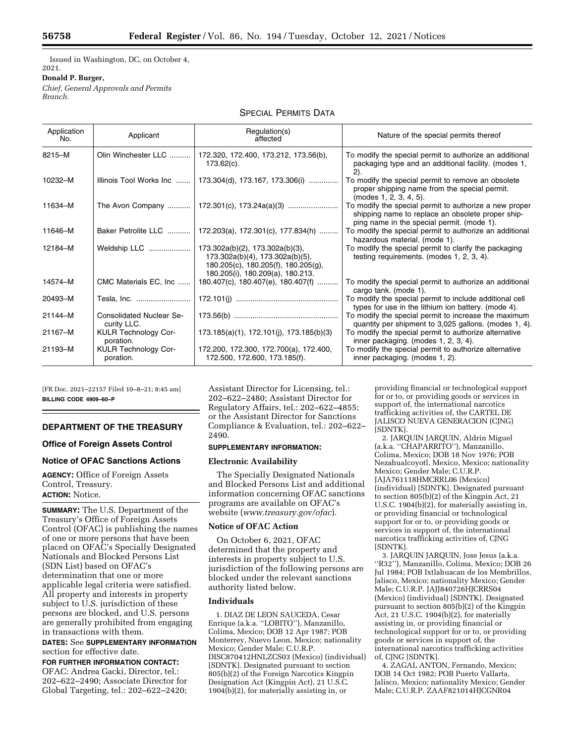Issued in Washington, DC, on October 4, 2021.

**Donald P. Burger,**

*Chief, General Approvals and Permits Branch.*

SPECIAL PERMITS DATA

| Application No. | Applicant | Regulation(s) affected | Nature of the special permits thereof |
|---|---|---|---|
| 8215–M | Olin Winchester LLC | 172.320, 172.400, 173.212, 173.56(b), 173.62(c). | To modify the special permit to authorize an additional packaging type and an additional facility. (modes 1, 2). |
| 10232–M | Illinois Tool Works Inc | 173.304(d), 173.167, 173.306(i) | To modify the special permit to remove an obsolete proper shipping name from the special permit. (modes 1, 2, 3, 4, 5). |
| 11634–M | The Avon Company | 172.301(c), 173.24a(a)(3) | To modify the special permit to authorize a new proper shipping name to replace an obsolete proper shipping name in the special permit. (mode 1). |
| 11646–M | Baker Petrolite LLC | 172.203(a), 172.301(c), 177.834(h) | To modify the special permit to authorize an additional hazardous material. (mode 1). |
| 12184–M | Weldship LLC | 173.302a(b)(2), 173.302a(b)(3), 173.302a(b)(4), 173.302a(b)(5), 180.205(c), 180.205(f), 180.205(g), 180.205(i), 180.209(a), 180.213. | To modify the special permit to clarify the packaging testing requirements. (modes 1, 2, 3, 4). |
| 14574–M | CMC Materials EC, Inc | 180.407(c), 180.407(e), 180.407(f) | To modify the special permit to authorize an additional cargo tank. (mode 1). |
| 20493–M | Tesla, Inc. | 172.101(j) | To modify the special permit to include additional cell types for use in the lithium ion battery. (mode 4). |
| 21144–M | Consolidated Nuclear Security LLC. | 173.56(b) | To modify the special permit to increase the maximum quantity per shipment to 3,025 gallons. (modes 1, 4). |
| 21167–M | KULR Technology Corporation. | 173.185(a)(1), 172.101(j), 173.185(b)(3) | To modify the special permit to authorize alternative inner packaging. (modes 1, 2, 3, 4). |
| 21193–M | KULR Technology Corporation. | 172.200, 172.300, 172.700(a), 172.400, 172.500, 172.600, 173.185(f). | To modify the special permit to authorize alternative inner packaging. (modes 1, 2). |

[FR Doc. 2021–22157 Filed 10–8–21; 8:45 am]

**BILLING CODE 4909–60–P**

## DEPARTMENT OF THE TREASURY

### Office of Foreign Assets Control

### Notice of OFAC Sanctions Actions

**AGENCY:** Office of Foreign Assets Control, Treasury.

**ACTION:** Notice.

**SUMMARY:** The U.S. Department of the Treasury's Office of Foreign Assets Control (OFAC) is publishing the names of one or more persons that have been placed on OFAC's Specially Designated Nationals and Blocked Persons List (SDN List) based on OFAC's determination that one or more applicable legal criteria were satisfied. All property and interests in property subject to U.S. jurisdiction of these persons are blocked, and U.S. persons are generally prohibited from engaging in transactions with them.

**DATES:** See **SUPPLEMENTARY INFORMATION** section for effective date.

**FOR FURTHER INFORMATION CONTACT:** OFAC: Andrea Gacki, Director, tel.: 202–622–2490; Associate Director for Global Targeting, tel.: 202–622–2420; Assistant Director for Licensing, tel.: 202–622–2480; Assistant Director for Regulatory Affairs, tel.: 202–622–4855; or the Assistant Director for Sanctions Compliance & Evaluation, tel.: 202–622–2490.

**SUPPLEMENTARY INFORMATION:**

**Electronic Availability**

The Specially Designated Nationals and Blocked Persons List and additional information concerning OFAC sanctions programs are available on OFAC's website (*www.treasury.gov/ofac*).

**Notice of OFAC Action**

On October 6, 2021, OFAC determined that the property and interests in property subject to U.S. jurisdiction of the following persons are blocked under the relevant sanctions authority listed below.

**Individuals**

1. DIAZ DE LEON SAUCEDA, Cesar Enrique (a.k.a. ''LOBITO''), Manzanillo, Colima, Mexico; DOB 12 Apr 1987; POB Monterrey, Nuevo Leon, Mexico; nationality Mexico; Gender Male; C.U.R.P. DISC870412HNLZCS03 (Mexico) (individual) [SDNTK]. Designated pursuant to section 805(b)(2) of the Foreign Narcotics Kingpin Designation Act (Kingpin Act), 21 U.S.C. 1904(b)(2), for materially assisting in, or providing financial or technological support for or to, or providing goods or services in support of, the international narcotics trafficking activities of, the CARTEL DE JALISCO NUEVA GENERACION (CJNG) [SDNTK].

2. JARQUIN JARQUIN, Aldrin Miguel (a.k.a. ''CHAPARRITO''), Manzanillo, Colima, Mexico; DOB 18 Nov 1976; POB Nezahualcoyotl, Mexico, Mexico; nationality Mexico; Gender Male; C.U.R.P. JAJA761118HMCRRL06 (Mexico) (individual) [SDNTK]. Designated pursuant to section 805(b)(2) of the Kingpin Act, 21 U.S.C. 1904(b)(2), for materially assisting in, or providing financial or technological support for or to, or providing goods or services in support of, the international narcotics trafficking activities of, CJNG [SDNTK].

3. JARQUIN JARQUIN, Jose Jesus (a.k.a. ''R32''), Manzanillo, Colima, Mexico; DOB 26 Jul 1984; POB Ixtlahuacan de los Membrillos, Jalisco, Mexico; nationality Mexico; Gender Male; C.U.R.P. JAJJ840726HJCRRS04 (Mexico) (individual) [SDNTK]. Designated pursuant to section 805(b)(2) of the Kingpin Act, 21 U.S.C. 1904(b)(2), for materially assisting in, or providing financial or technological support for or to, or providing goods or services in support of, the international narcotics trafficking activities of, CJNG [SDNTK].

4. ZAGAL ANTON, Fernando, Mexico; DOB 14 Oct 1982; POB Puerto Vallarta, Jalisco, Mexico; nationality Mexico; Gender Male; C.U.R.P. ZAAF821014HJCGNR04